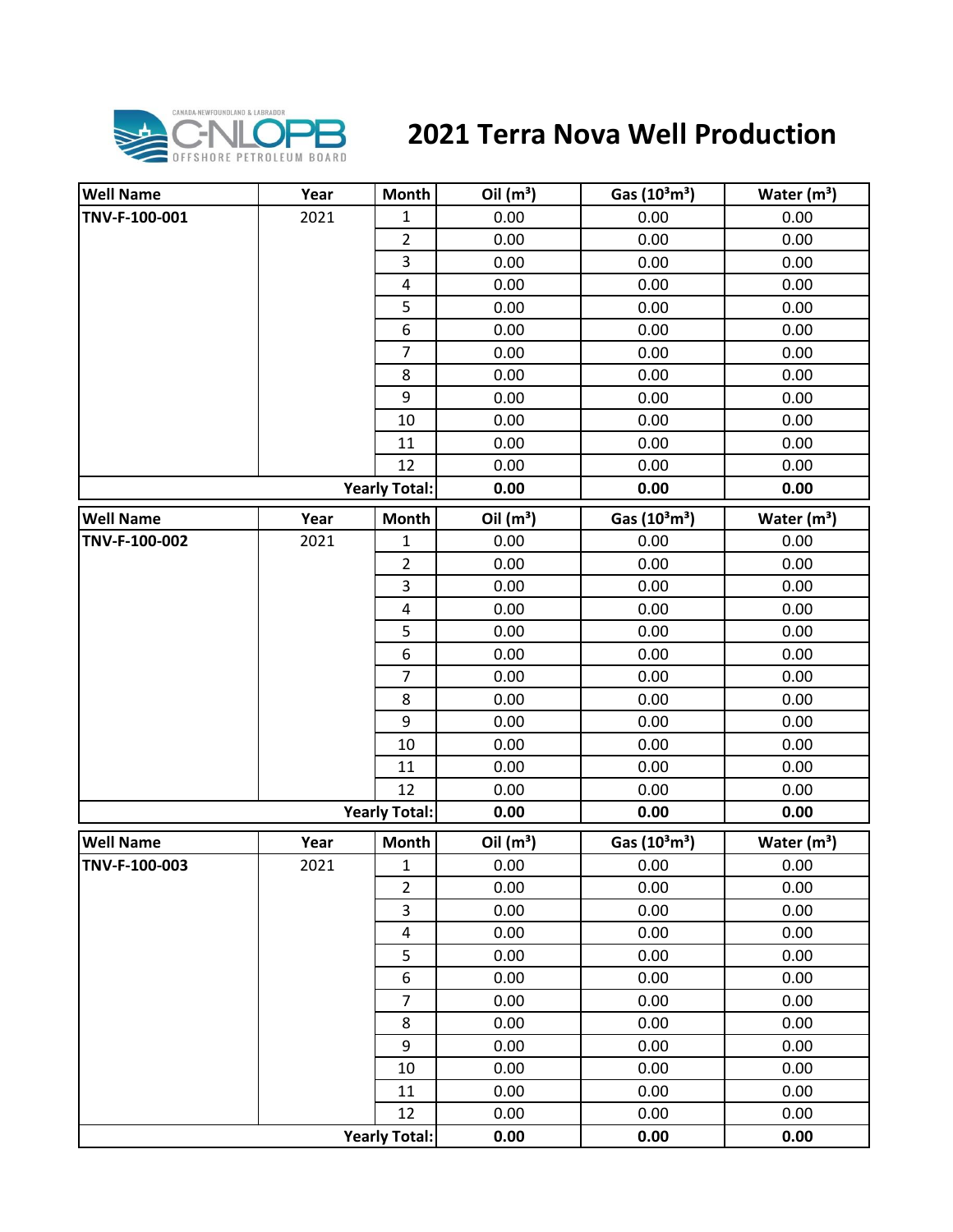# 2021 Terra Nova Well Production

| Well Name | Year | Month | Oil ($m^3$) | Gas ($10^3m^3$) | Water ($m^3$) |
|---|---|---|---|---|---|
| TNV-F-100-001 | 2021 | 1 | 0.00 | 0.00 | 0.00 |
| | | 2 | 0.00 | 0.00 | 0.00 |
| | | 3 | 0.00 | 0.00 | 0.00 |
| | | 4 | 0.00 | 0.00 | 0.00 |
| | | 5 | 0.00 | 0.00 | 0.00 |
| | | 6 | 0.00 | 0.00 | 0.00 |
| | | 7 | 0.00 | 0.00 | 0.00 |
| | | 8 | 0.00 | 0.00 | 0.00 |
| | | 9 | 0.00 | 0.00 | 0.00 |
| | | 10 | 0.00 | 0.00 | 0.00 |
| | | 11 | 0.00 | 0.00 | 0.00 |
| | | 12 | 0.00 | 0.00 | 0.00 |
| | | **Yearly Total:** | **0.00** | **0.00** | **0.00** |

| Well Name | Year | Month | Oil ($m^3$) | Gas ($10^3m^3$) | Water ($m^3$) |
|---|---|---|---|---|---|
| TNV-F-100-002 | 2021 | 1 | 0.00 | 0.00 | 0.00 |
| | | 2 | 0.00 | 0.00 | 0.00 |
| | | 3 | 0.00 | 0.00 | 0.00 |
| | | 4 | 0.00 | 0.00 | 0.00 |
| | | 5 | 0.00 | 0.00 | 0.00 |
| | | 6 | 0.00 | 0.00 | 0.00 |
| | | 7 | 0.00 | 0.00 | 0.00 |
| | | 8 | 0.00 | 0.00 | 0.00 |
| | | 9 | 0.00 | 0.00 | 0.00 |
| | | 10 | 0.00 | 0.00 | 0.00 |
| | | 11 | 0.00 | 0.00 | 0.00 |
| | | 12 | 0.00 | 0.00 | 0.00 |
| | | **Yearly Total:** | **0.00** | **0.00** | **0.00** |

| Well Name | Year | Month | Oil ($m^3$) | Gas ($10^3m^3$) | Water ($m^3$) |
|---|---|---|---|---|---|
| TNV-F-100-003 | 2021 | 1 | 0.00 | 0.00 | 0.00 |
| | | 2 | 0.00 | 0.00 | 0.00 |
| | | 3 | 0.00 | 0.00 | 0.00 |
| | | 4 | 0.00 | 0.00 | 0.00 |
| | | 5 | 0.00 | 0.00 | 0.00 |
| | | 6 | 0.00 | 0.00 | 0.00 |
| | | 7 | 0.00 | 0.00 | 0.00 |
| | | 8 | 0.00 | 0.00 | 0.00 |
| | | 9 | 0.00 | 0.00 | 0.00 |
| | | 10 | 0.00 | 0.00 | 0.00 |
| | | 11 | 0.00 | 0.00 | 0.00 |
| | | 12 | 0.00 | 0.00 | 0.00 |
| | | **Yearly Total:** | **0.00** | **0.00** | **0.00** |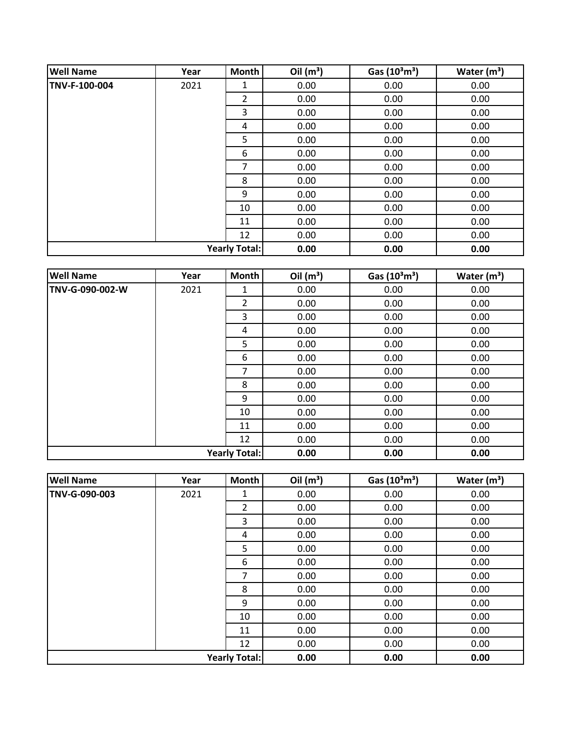| Well Name | Year | Month | Oil ($m^3$) | Gas ($10^3m^3$) | Water ($m^3$) |
|---|---|---|---|---|---|
| TNV-F-100-004 | 2021 | 1 | 0.00 | 0.00 | 0.00 |
| | | 2 | 0.00 | 0.00 | 0.00 |
| | | 3 | 0.00 | 0.00 | 0.00 |
| | | 4 | 0.00 | 0.00 | 0.00 |
| | | 5 | 0.00 | 0.00 | 0.00 |
| | | 6 | 0.00 | 0.00 | 0.00 |
| | | 7 | 0.00 | 0.00 | 0.00 |
| | | 8 | 0.00 | 0.00 | 0.00 |
| | | 9 | 0.00 | 0.00 | 0.00 |
| | | 10 | 0.00 | 0.00 | 0.00 |
| | | 11 | 0.00 | 0.00 | 0.00 |
| | | 12 | 0.00 | 0.00 | 0.00 |
| | | **Yearly Total:** | **0.00** | **0.00** | **0.00** |

| Well Name | Year | Month | Oil ($m^3$) | Gas ($10^3m^3$) | Water ($m^3$) |
|---|---|---|---|---|---|
| TNV-G-090-002-W | 2021 | 1 | 0.00 | 0.00 | 0.00 |
| | | 2 | 0.00 | 0.00 | 0.00 |
| | | 3 | 0.00 | 0.00 | 0.00 |
| | | 4 | 0.00 | 0.00 | 0.00 |
| | | 5 | 0.00 | 0.00 | 0.00 |
| | | 6 | 0.00 | 0.00 | 0.00 |
| | | 7 | 0.00 | 0.00 | 0.00 |
| | | 8 | 0.00 | 0.00 | 0.00 |
| | | 9 | 0.00 | 0.00 | 0.00 |
| | | 10 | 0.00 | 0.00 | 0.00 |
| | | 11 | 0.00 | 0.00 | 0.00 |
| | | 12 | 0.00 | 0.00 | 0.00 |
| | | **Yearly Total:** | **0.00** | **0.00** | **0.00** |

| Well Name | Year | Month | Oil ($m^3$) | Gas ($10^3m^3$) | Water ($m^3$) |
|---|---|---|---|---|---|
| TNV-G-090-003 | 2021 | 1 | 0.00 | 0.00 | 0.00 |
| | | 2 | 0.00 | 0.00 | 0.00 |
| | | 3 | 0.00 | 0.00 | 0.00 |
| | | 4 | 0.00 | 0.00 | 0.00 |
| | | 5 | 0.00 | 0.00 | 0.00 |
| | | 6 | 0.00 | 0.00 | 0.00 |
| | | 7 | 0.00 | 0.00 | 0.00 |
| | | 8 | 0.00 | 0.00 | 0.00 |
| | | 9 | 0.00 | 0.00 | 0.00 |
| | | 10 | 0.00 | 0.00 | 0.00 |
| | | 11 | 0.00 | 0.00 | 0.00 |
| | | 12 | 0.00 | 0.00 | 0.00 |
| | | **Yearly Total:** | **0.00** | **0.00** | **0.00** |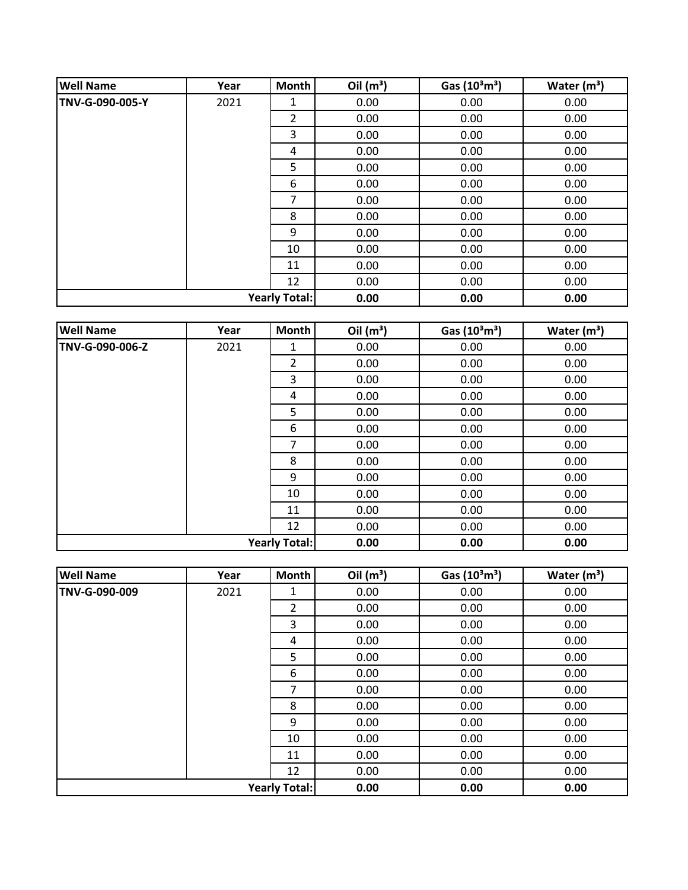| Well Name | Year | Month | Oil ($m^3$) | Gas ($10^3m^3$) | Water ($m^3$) |
|---|---|---|---|---|---|
| **TNV-G-090-005-Y** | 2021 | 1 | 0.00 | 0.00 | 0.00 |
| | | 2 | 0.00 | 0.00 | 0.00 |
| | | 3 | 0.00 | 0.00 | 0.00 |
| | | 4 | 0.00 | 0.00 | 0.00 |
| | | 5 | 0.00 | 0.00 | 0.00 |
| | | 6 | 0.00 | 0.00 | 0.00 |
| | | 7 | 0.00 | 0.00 | 0.00 |
| | | 8 | 0.00 | 0.00 | 0.00 |
| | | 9 | 0.00 | 0.00 | 0.00 |
| | | 10 | 0.00 | 0.00 | 0.00 |
| | | 11 | 0.00 | 0.00 | 0.00 |
| | | 12 | 0.00 | 0.00 | 0.00 |
| | | **Yearly Total:** | **0.00** | **0.00** | **0.00** |

| Well Name | Year | Month | Oil ($m^3$) | Gas ($10^3m^3$) | Water ($m^3$) |
|---|---|---|---|---|---|
| **TNV-G-090-006-Z** | 2021 | 1 | 0.00 | 0.00 | 0.00 |
| | | 2 | 0.00 | 0.00 | 0.00 |
| | | 3 | 0.00 | 0.00 | 0.00 |
| | | 4 | 0.00 | 0.00 | 0.00 |
| | | 5 | 0.00 | 0.00 | 0.00 |
| | | 6 | 0.00 | 0.00 | 0.00 |
| | | 7 | 0.00 | 0.00 | 0.00 |
| | | 8 | 0.00 | 0.00 | 0.00 |
| | | 9 | 0.00 | 0.00 | 0.00 |
| | | 10 | 0.00 | 0.00 | 0.00 |
| | | 11 | 0.00 | 0.00 | 0.00 |
| | | 12 | 0.00 | 0.00 | 0.00 |
| | | **Yearly Total:** | **0.00** | **0.00** | **0.00** |

| Well Name | Year | Month | Oil ($m^3$) | Gas ($10^3m^3$) | Water ($m^3$) |
|---|---|---|---|---|---|
| **TNV-G-090-009** | 2021 | 1 | 0.00 | 0.00 | 0.00 |
| | | 2 | 0.00 | 0.00 | 0.00 |
| | | 3 | 0.00 | 0.00 | 0.00 |
| | | 4 | 0.00 | 0.00 | 0.00 |
| | | 5 | 0.00 | 0.00 | 0.00 |
| | | 6 | 0.00 | 0.00 | 0.00 |
| | | 7 | 0.00 | 0.00 | 0.00 |
| | | 8 | 0.00 | 0.00 | 0.00 |
| | | 9 | 0.00 | 0.00 | 0.00 |
| | | 10 | 0.00 | 0.00 | 0.00 |
| | | 11 | 0.00 | 0.00 | 0.00 |
| | | 12 | 0.00 | 0.00 | 0.00 |
| | | **Yearly Total:** | **0.00** | **0.00** | **0.00** |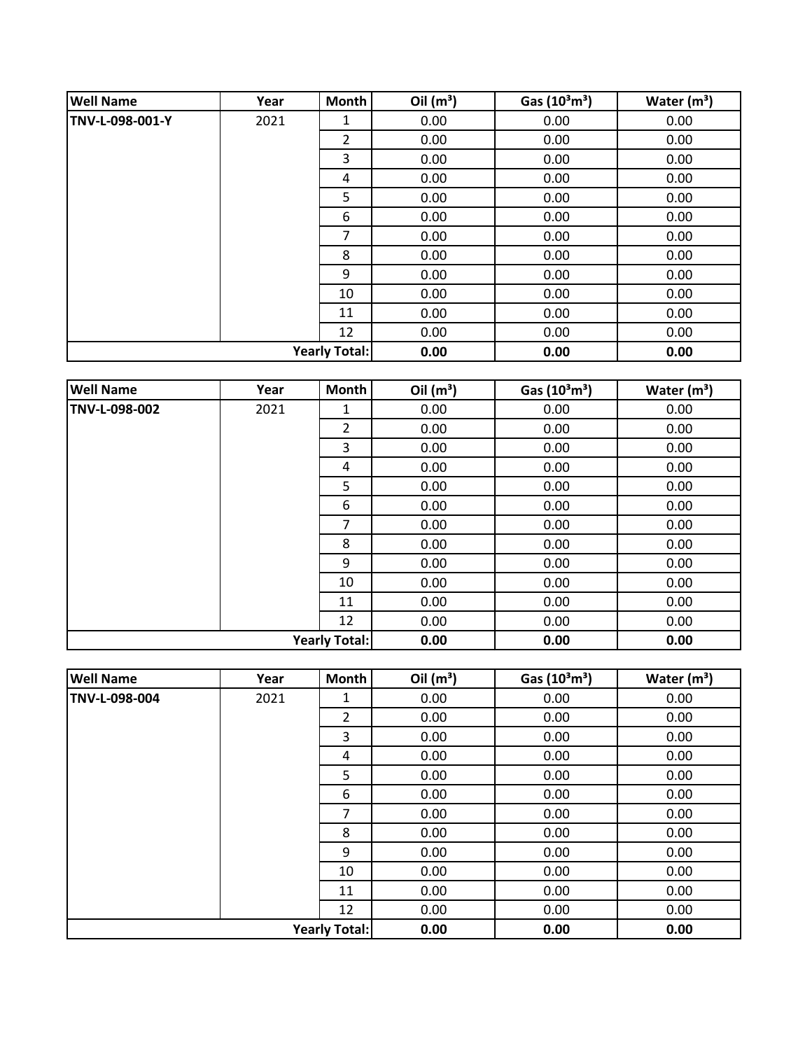| Well Name | Year | Month | Oil ($m^3$) | Gas ($10^3m^3$) | Water ($m^3$) |
|---|---|---|---|---|---|
| **TNV-L-098-001-Y** | 2021 | 1 | 0.00 | 0.00 | 0.00 |
| | | 2 | 0.00 | 0.00 | 0.00 |
| | | 3 | 0.00 | 0.00 | 0.00 |
| | | 4 | 0.00 | 0.00 | 0.00 |
| | | 5 | 0.00 | 0.00 | 0.00 |
| | | 6 | 0.00 | 0.00 | 0.00 |
| | | 7 | 0.00 | 0.00 | 0.00 |
| | | 8 | 0.00 | 0.00 | 0.00 |
| | | 9 | 0.00 | 0.00 | 0.00 |
| | | 10 | 0.00 | 0.00 | 0.00 |
| | | 11 | 0.00 | 0.00 | 0.00 |
| | | 12 | 0.00 | 0.00 | 0.00 |
| | | **Yearly Total:** | **0.00** | **0.00** | **0.00** |

| Well Name | Year | Month | Oil ($m^3$) | Gas ($10^3m^3$) | Water ($m^3$) |
|---|---|---|---|---|---|
| **TNV-L-098-002** | 2021 | 1 | 0.00 | 0.00 | 0.00 |
| | | 2 | 0.00 | 0.00 | 0.00 |
| | | 3 | 0.00 | 0.00 | 0.00 |
| | | 4 | 0.00 | 0.00 | 0.00 |
| | | 5 | 0.00 | 0.00 | 0.00 |
| | | 6 | 0.00 | 0.00 | 0.00 |
| | | 7 | 0.00 | 0.00 | 0.00 |
| | | 8 | 0.00 | 0.00 | 0.00 |
| | | 9 | 0.00 | 0.00 | 0.00 |
| | | 10 | 0.00 | 0.00 | 0.00 |
| | | 11 | 0.00 | 0.00 | 0.00 |
| | | 12 | 0.00 | 0.00 | 0.00 |
| | | **Yearly Total:** | **0.00** | **0.00** | **0.00** |

| Well Name | Year | Month | Oil ($m^3$) | Gas ($10^3m^3$) | Water ($m^3$) |
|---|---|---|---|---|---|
| **TNV-L-098-004** | 2021 | 1 | 0.00 | 0.00 | 0.00 |
| | | 2 | 0.00 | 0.00 | 0.00 |
| | | 3 | 0.00 | 0.00 | 0.00 |
| | | 4 | 0.00 | 0.00 | 0.00 |
| | | 5 | 0.00 | 0.00 | 0.00 |
| | | 6 | 0.00 | 0.00 | 0.00 |
| | | 7 | 0.00 | 0.00 | 0.00 |
| | | 8 | 0.00 | 0.00 | 0.00 |
| | | 9 | 0.00 | 0.00 | 0.00 |
| | | 10 | 0.00 | 0.00 | 0.00 |
| | | 11 | 0.00 | 0.00 | 0.00 |
| | | 12 | 0.00 | 0.00 | 0.00 |
| | | **Yearly Total:** | **0.00** | **0.00** | **0.00** |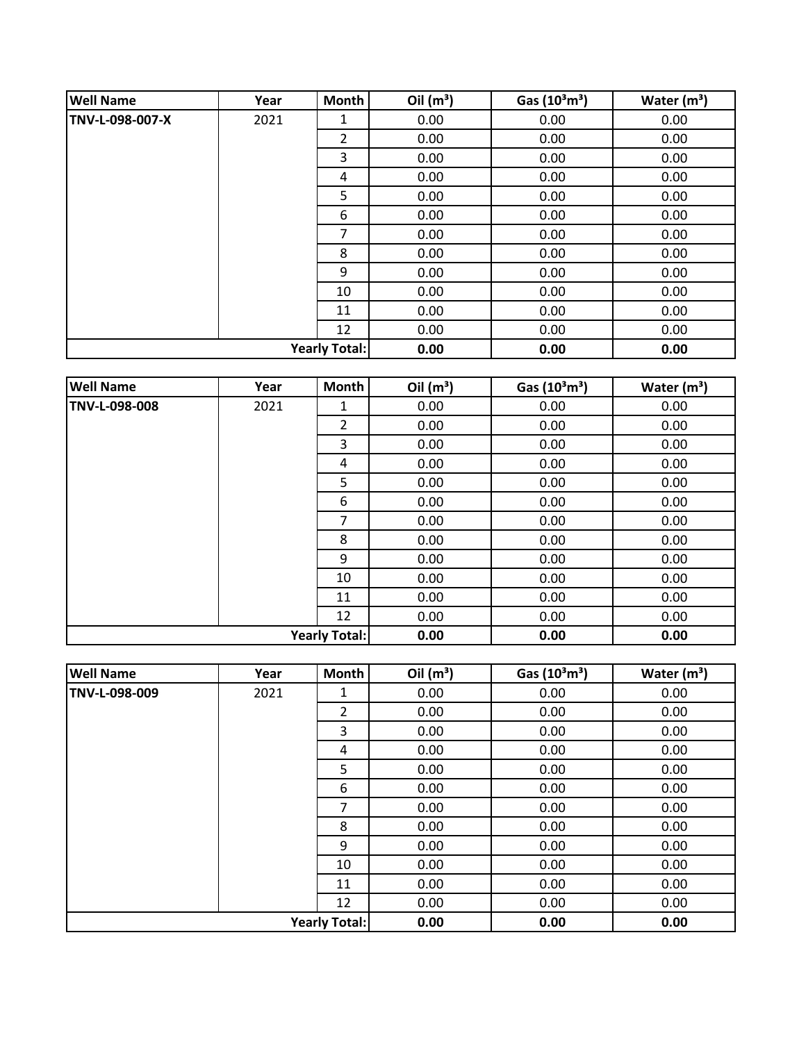| Well Name | Year | Month | Oil ($m^3$) | Gas ($10^3m^3$) | Water ($m^3$) |
|---|---|---|---|---|---|
| **TNV-L-098-007-X** | 2021 | 1 | 0.00 | 0.00 | 0.00 |
| | | 2 | 0.00 | 0.00 | 0.00 |
| | | 3 | 0.00 | 0.00 | 0.00 |
| | | 4 | 0.00 | 0.00 | 0.00 |
| | | 5 | 0.00 | 0.00 | 0.00 |
| | | 6 | 0.00 | 0.00 | 0.00 |
| | | 7 | 0.00 | 0.00 | 0.00 |
| | | 8 | 0.00 | 0.00 | 0.00 |
| | | 9 | 0.00 | 0.00 | 0.00 |
| | | 10 | 0.00 | 0.00 | 0.00 |
| | | 11 | 0.00 | 0.00 | 0.00 |
| | | 12 | 0.00 | 0.00 | 0.00 |
| | | **Yearly Total:** | **0.00** | **0.00** | **0.00** |

| Well Name | Year | Month | Oil ($m^3$) | Gas ($10^3m^3$) | Water ($m^3$) |
|---|---|---|---|---|---|
| **TNV-L-098-008** | 2021 | 1 | 0.00 | 0.00 | 0.00 |
| | | 2 | 0.00 | 0.00 | 0.00 |
| | | 3 | 0.00 | 0.00 | 0.00 |
| | | 4 | 0.00 | 0.00 | 0.00 |
| | | 5 | 0.00 | 0.00 | 0.00 |
| | | 6 | 0.00 | 0.00 | 0.00 |
| | | 7 | 0.00 | 0.00 | 0.00 |
| | | 8 | 0.00 | 0.00 | 0.00 |
| | | 9 | 0.00 | 0.00 | 0.00 |
| | | 10 | 0.00 | 0.00 | 0.00 |
| | | 11 | 0.00 | 0.00 | 0.00 |
| | | 12 | 0.00 | 0.00 | 0.00 |
| | | **Yearly Total:** | **0.00** | **0.00** | **0.00** |

| Well Name | Year | Month | Oil ($m^3$) | Gas ($10^3m^3$) | Water ($m^3$) |
|---|---|---|---|---|---|
| **TNV-L-098-009** | 2021 | 1 | 0.00 | 0.00 | 0.00 |
| | | 2 | 0.00 | 0.00 | 0.00 |
| | | 3 | 0.00 | 0.00 | 0.00 |
| | | 4 | 0.00 | 0.00 | 0.00 |
| | | 5 | 0.00 | 0.00 | 0.00 |
| | | 6 | 0.00 | 0.00 | 0.00 |
| | | 7 | 0.00 | 0.00 | 0.00 |
| | | 8 | 0.00 | 0.00 | 0.00 |
| | | 9 | 0.00 | 0.00 | 0.00 |
| | | 10 | 0.00 | 0.00 | 0.00 |
| | | 11 | 0.00 | 0.00 | 0.00 |
| | | 12 | 0.00 | 0.00 | 0.00 |
| | | **Yearly Total:** | **0.00** | **0.00** | **0.00** |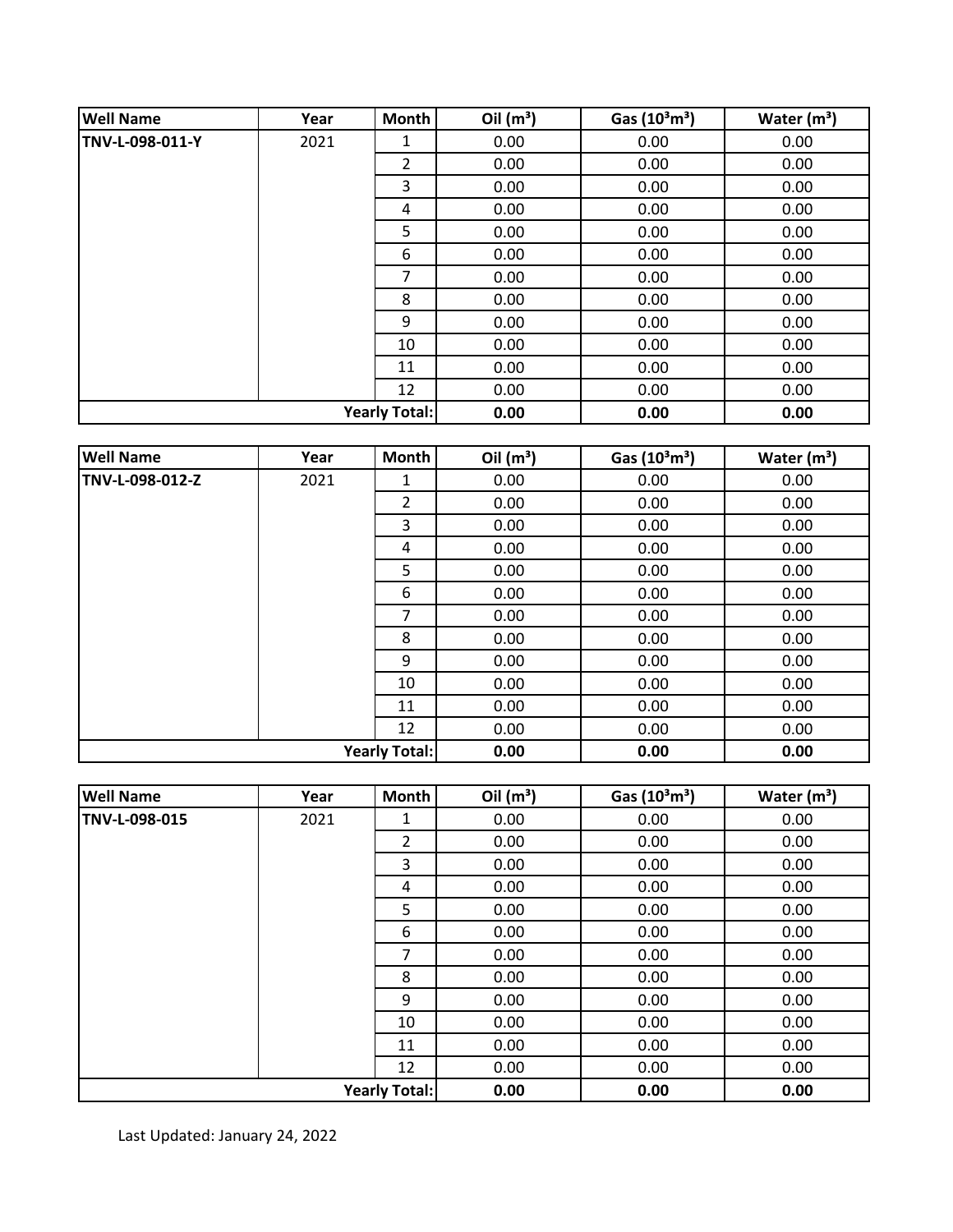| Well Name | Year | Month | Oil ($m^3$) | Gas ($10^3m^3$) | Water ($m^3$) |
|---|---|---|---|---|---|
| **TNV-L-098-011-Y** | 2021 | 1 | 0.00 | 0.00 | 0.00 |
| | | 2 | 0.00 | 0.00 | 0.00 |
| | | 3 | 0.00 | 0.00 | 0.00 |
| | | 4 | 0.00 | 0.00 | 0.00 |
| | | 5 | 0.00 | 0.00 | 0.00 |
| | | 6 | 0.00 | 0.00 | 0.00 |
| | | 7 | 0.00 | 0.00 | 0.00 |
| | | 8 | 0.00 | 0.00 | 0.00 |
| | | 9 | 0.00 | 0.00 | 0.00 |
| | | 10 | 0.00 | 0.00 | 0.00 |
| | | 11 | 0.00 | 0.00 | 0.00 |
| | | 12 | 0.00 | 0.00 | 0.00 |
| | | **Yearly Total:** | **0.00** | **0.00** | **0.00** |

| Well Name | Year | Month | Oil ($m^3$) | Gas ($10^3m^3$) | Water ($m^3$) |
|---|---|---|---|---|---|
| **TNV-L-098-012-Z** | 2021 | 1 | 0.00 | 0.00 | 0.00 |
| | | 2 | 0.00 | 0.00 | 0.00 |
| | | 3 | 0.00 | 0.00 | 0.00 |
| | | 4 | 0.00 | 0.00 | 0.00 |
| | | 5 | 0.00 | 0.00 | 0.00 |
| | | 6 | 0.00 | 0.00 | 0.00 |
| | | 7 | 0.00 | 0.00 | 0.00 |
| | | 8 | 0.00 | 0.00 | 0.00 |
| | | 9 | 0.00 | 0.00 | 0.00 |
| | | 10 | 0.00 | 0.00 | 0.00 |
| | | 11 | 0.00 | 0.00 | 0.00 |
| | | 12 | 0.00 | 0.00 | 0.00 |
| | | **Yearly Total:** | **0.00** | **0.00** | **0.00** |

| Well Name | Year | Month | Oil ($m^3$) | Gas ($10^3m^3$) | Water ($m^3$) |
|---|---|---|---|---|---|
| **TNV-L-098-015** | 2021 | 1 | 0.00 | 0.00 | 0.00 |
| | | 2 | 0.00 | 0.00 | 0.00 |
| | | 3 | 0.00 | 0.00 | 0.00 |
| | | 4 | 0.00 | 0.00 | 0.00 |
| | | 5 | 0.00 | 0.00 | 0.00 |
| | | 6 | 0.00 | 0.00 | 0.00 |
| | | 7 | 0.00 | 0.00 | 0.00 |
| | | 8 | 0.00 | 0.00 | 0.00 |
| | | 9 | 0.00 | 0.00 | 0.00 |
| | | 10 | 0.00 | 0.00 | 0.00 |
| | | 11 | 0.00 | 0.00 | 0.00 |
| | | 12 | 0.00 | 0.00 | 0.00 |
| | | **Yearly Total:** | **0.00** | **0.00** | **0.00** |

Last Updated: January 24, 2022